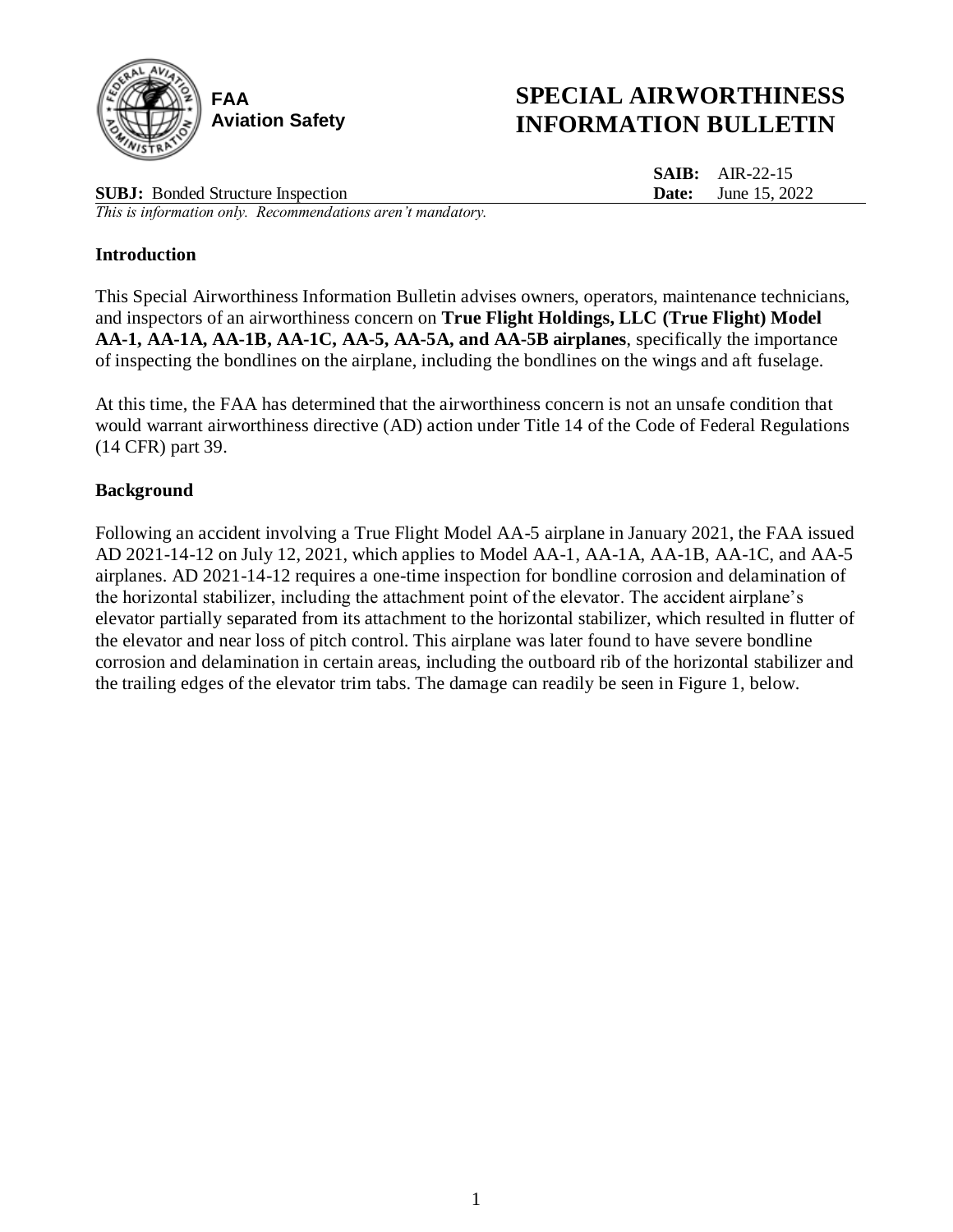FAA
Aviation Safety

# SPECIAL AIRWORTHINESS INFORMATION BULLETIN

**SAIB:** AIR-22-15

**SUBJ:** Bonded Structure Inspection **Date:** June 15, 2022

*This is information only. Recommendations aren't mandatory.*

## Introduction

This Special Airworthiness Information Bulletin advises owners, operators, maintenance technicians, and inspectors of an airworthiness concern on **True Flight Holdings, LLC (True Flight) Model AA-1, AA-1A, AA-1B, AA-1C, AA-5, AA-5A, and AA-5B airplanes**, specifically the importance of inspecting the bondlines on the airplane, including the bondlines on the wings and aft fuselage.

At this time, the FAA has determined that the airworthiness concern is not an unsafe condition that would warrant airworthiness directive (AD) action under Title 14 of the Code of Federal Regulations (14 CFR) part 39.

## Background

Following an accident involving a True Flight Model AA-5 airplane in January 2021, the FAA issued AD 2021-14-12 on July 12, 2021, which applies to Model AA-1, AA-1A, AA-1B, AA-1C, and AA-5 airplanes. AD 2021-14-12 requires a one-time inspection for bondline corrosion and delamination of the horizontal stabilizer, including the attachment point of the elevator. The accident airplane's elevator partially separated from its attachment to the horizontal stabilizer, which resulted in flutter of the elevator and near loss of pitch control. This airplane was later found to have severe bondline corrosion and delamination in certain areas, including the outboard rib of the horizontal stabilizer and the trailing edges of the elevator trim tabs. The damage can readily be seen in Figure 1, below.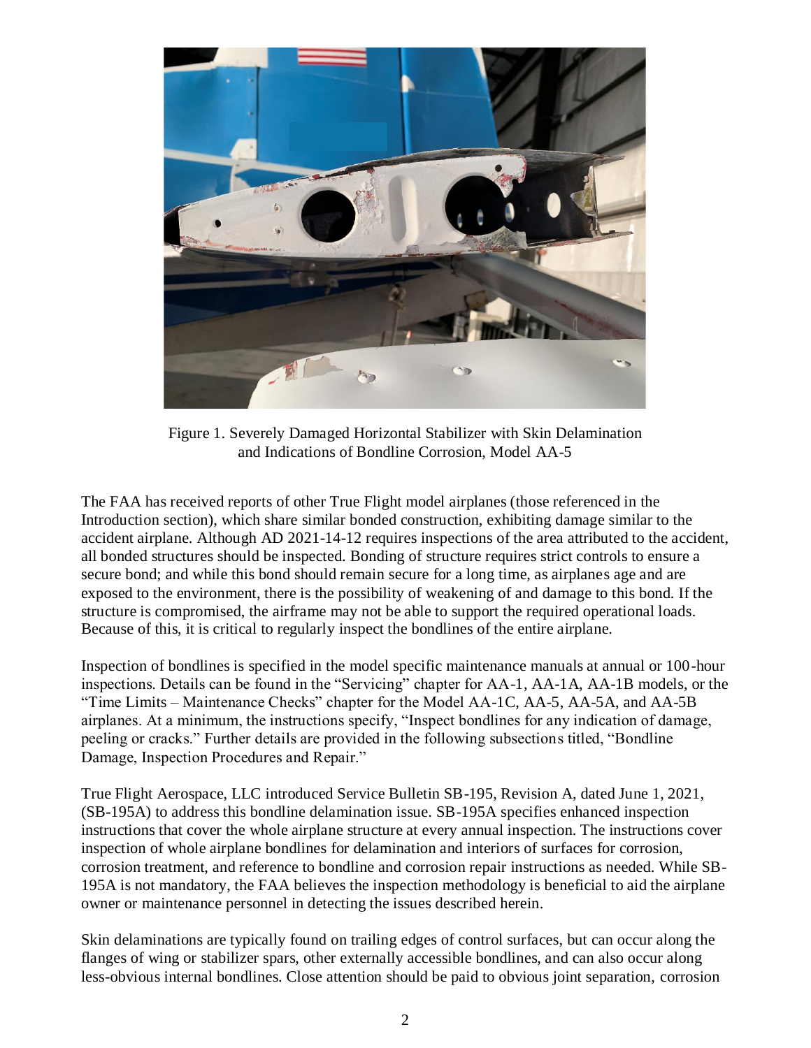Figure 1. Severely Damaged Horizontal Stabilizer with Skin Delamination and Indications of Bondline Corrosion, Model AA-5

The FAA has received reports of other True Flight model airplanes (those referenced in the Introduction section), which share similar bonded construction, exhibiting damage similar to the accident airplane. Although AD 2021-14-12 requires inspections of the area attributed to the accident, all bonded structures should be inspected. Bonding of structure requires strict controls to ensure a secure bond; and while this bond should remain secure for a long time, as airplanes age and are exposed to the environment, there is the possibility of weakening of and damage to this bond. If the structure is compromised, the airframe may not be able to support the required operational loads. Because of this, it is critical to regularly inspect the bondlines of the entire airplane.

Inspection of bondlines is specified in the model specific maintenance manuals at annual or 100-hour inspections. Details can be found in the "Servicing" chapter for AA-1, AA-1A, AA-1B models, or the "Time Limits – Maintenance Checks" chapter for the Model AA-1C, AA-5, AA-5A, and AA-5B airplanes. At a minimum, the instructions specify, "Inspect bondlines for any indication of damage, peeling or cracks." Further details are provided in the following subsections titled, "Bondline Damage, Inspection Procedures and Repair."

True Flight Aerospace, LLC introduced Service Bulletin SB-195, Revision A, dated June 1, 2021, (SB-195A) to address this bondline delamination issue. SB-195A specifies enhanced inspection instructions that cover the whole airplane structure at every annual inspection. The instructions cover inspection of whole airplane bondlines for delamination and interiors of surfaces for corrosion, corrosion treatment, and reference to bondline and corrosion repair instructions as needed. While SB-195A is not mandatory, the FAA believes the inspection methodology is beneficial to aid the airplane owner or maintenance personnel in detecting the issues described herein.

Skin delaminations are typically found on trailing edges of control surfaces, but can occur along the flanges of wing or stabilizer spars, other externally accessible bondlines, and can also occur along less-obvious internal bondlines. Close attention should be paid to obvious joint separation, corrosion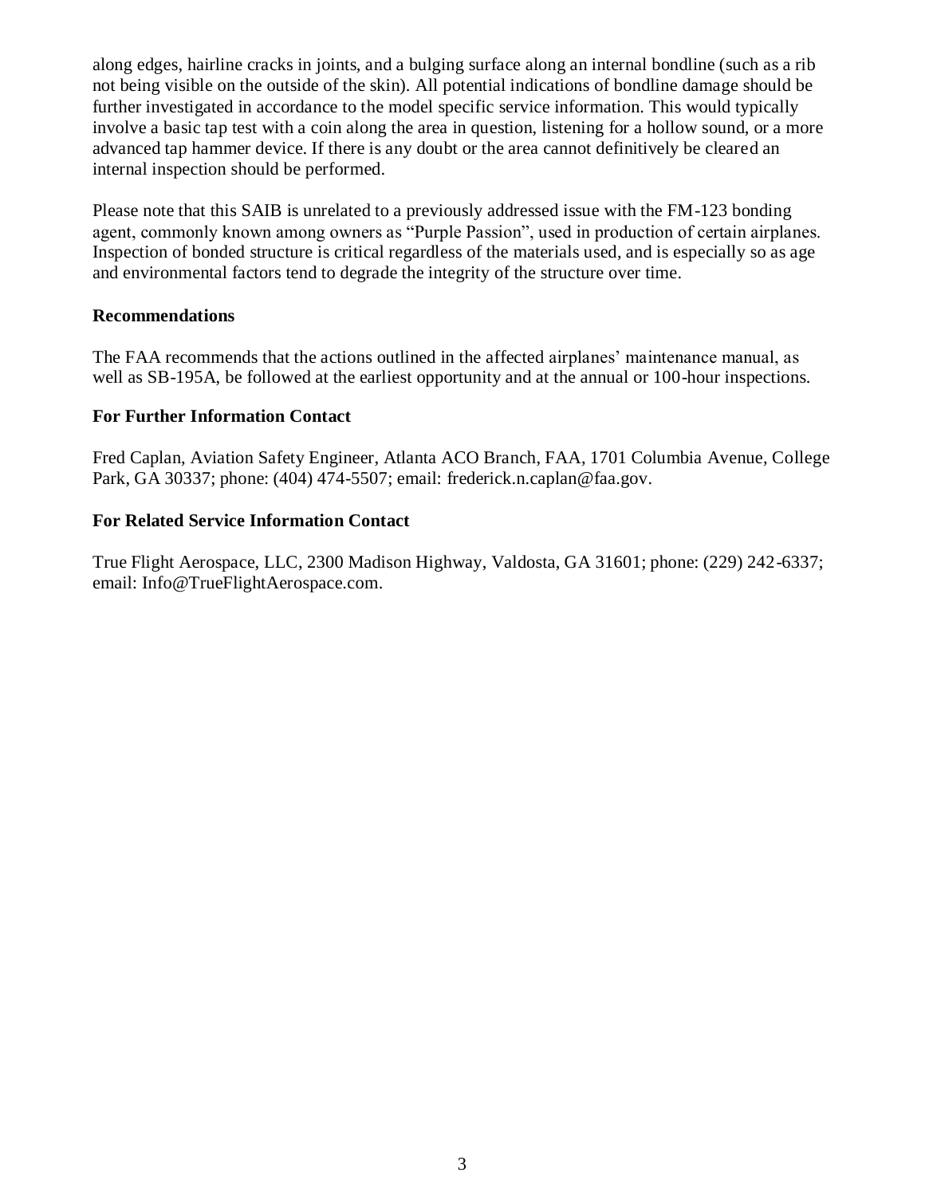along edges, hairline cracks in joints, and a bulging surface along an internal bondline (such as a rib not being visible on the outside of the skin). All potential indications of bondline damage should be further investigated in accordance to the model specific service information. This would typically involve a basic tap test with a coin along the area in question, listening for a hollow sound, or a more advanced tap hammer device. If there is any doubt or the area cannot definitively be cleared an internal inspection should be performed.

Please note that this SAIB is unrelated to a previously addressed issue with the FM-123 bonding agent, commonly known among owners as "Purple Passion", used in production of certain airplanes. Inspection of bonded structure is critical regardless of the materials used, and is especially so as age and environmental factors tend to degrade the integrity of the structure over time.

**Recommendations**

The FAA recommends that the actions outlined in the affected airplanes' maintenance manual, as well as SB-195A, be followed at the earliest opportunity and at the annual or 100-hour inspections.

**For Further Information Contact**

Fred Caplan, Aviation Safety Engineer, Atlanta ACO Branch, FAA, 1701 Columbia Avenue, College Park, GA 30337; phone: (404) 474-5507; email: frederick.n.caplan@faa.gov.

**For Related Service Information Contact**

True Flight Aerospace, LLC, 2300 Madison Highway, Valdosta, GA 31601; phone: (229) 242-6337; email: Info@TrueFlightAerospace.com.